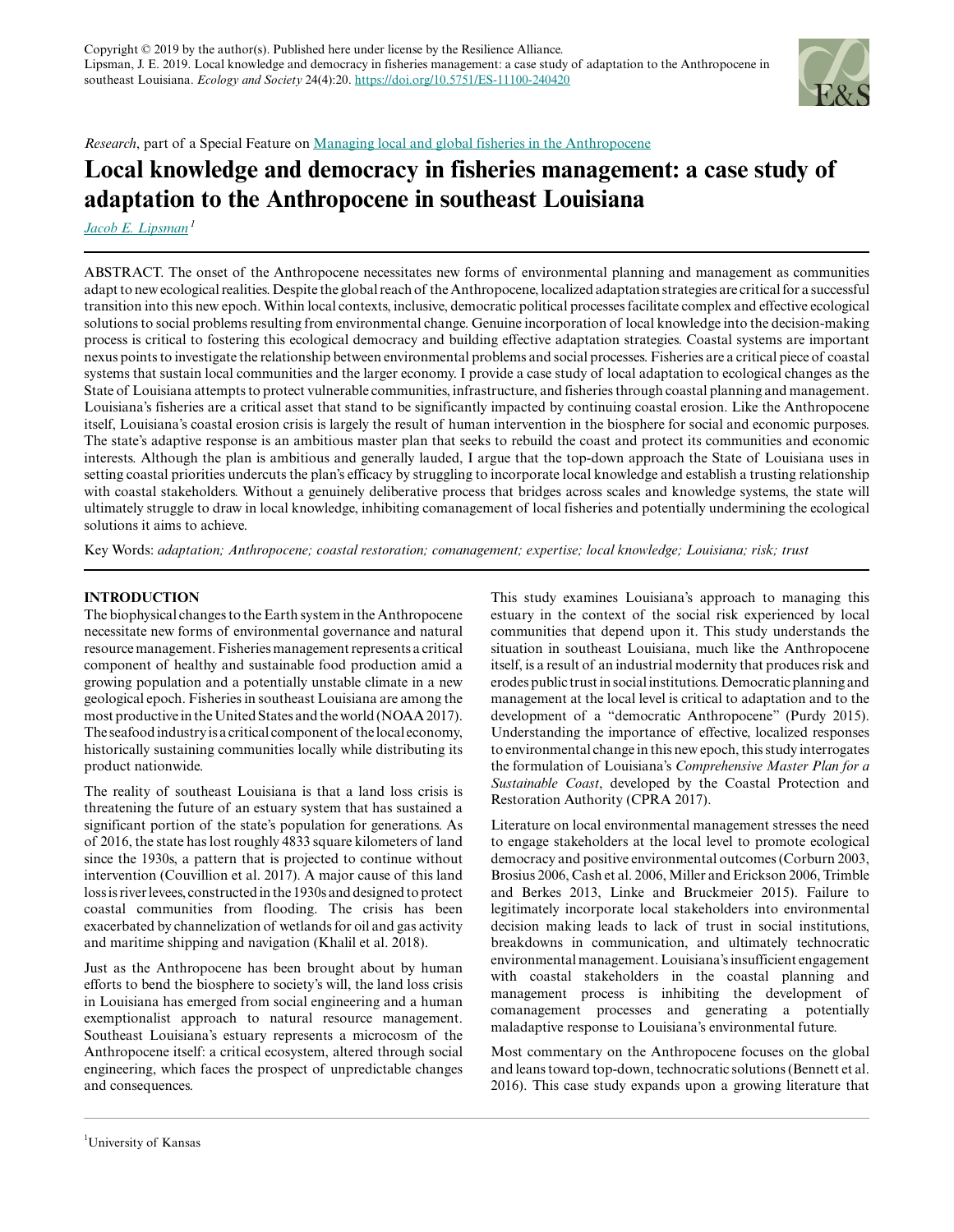Copyright © 2019 by the author(s). Published here under license by the Resilience Alliance.
Lipsman, J. E. 2019. Local knowledge and democracy in fisheries management: a case study of adaptation to the Anthropocene in southeast Louisiana. *Ecology and Society* 24(4):20. https://doi.org/10.5751/ES-11100-240420

*Research*, part of a Special Feature on Managing local and global fisheries in the Anthropocene

# Local knowledge and democracy in fisheries management: a case study of adaptation to the Anthropocene in southeast Louisiana

*Jacob E. Lipsman*[1]

ABSTRACT. The onset of the Anthropocene necessitates new forms of environmental planning and management as communities adapt to new ecological realities. Despite the global reach of the Anthropocene, localized adaptation strategies are critical for a successful transition into this new epoch. Within local contexts, inclusive, democratic political processes facilitate complex and effective ecological solutions to social problems resulting from environmental change. Genuine incorporation of local knowledge into the decision-making process is critical to fostering this ecological democracy and building effective adaptation strategies. Coastal systems are important nexus points to investigate the relationship between environmental problems and social processes. Fisheries are a critical piece of coastal systems that sustain local communities and the larger economy. I provide a case study of local adaptation to ecological changes as the State of Louisiana attempts to protect vulnerable communities, infrastructure, and fisheries through coastal planning and management. Louisiana's fisheries are a critical asset that stand to be significantly impacted by continuing coastal erosion. Like the Anthropocene itself, Louisiana's coastal erosion crisis is largely the result of human intervention in the biosphere for social and economic purposes. The state's adaptive response is an ambitious master plan that seeks to rebuild the coast and protect its communities and economic interests. Although the plan is ambitious and generally lauded, I argue that the top-down approach the State of Louisiana uses in setting coastal priorities undercuts the plan's efficacy by struggling to incorporate local knowledge and establish a trusting relationship with coastal stakeholders. Without a genuinely deliberative process that bridges across scales and knowledge systems, the state will ultimately struggle to draw in local knowledge, inhibiting comanagement of local fisheries and potentially undermining the ecological solutions it aims to achieve.

Key Words: *adaptation; Anthropocene; coastal restoration; comanagement; expertise; local knowledge; Louisiana; risk; trust*

## INTRODUCTION

The biophysical changes to the Earth system in the Anthropocene necessitate new forms of environmental governance and natural resource management. Fisheries management represents a critical component of healthy and sustainable food production amid a growing population and a potentially unstable climate in a new geological epoch. Fisheries in southeast Louisiana are among the most productive in the United States and the world (NOAA 2017). The seafood industry is a critical component of the local economy, historically sustaining communities locally while distributing its product nationwide.

The reality of southeast Louisiana is that a land loss crisis is threatening the future of an estuary system that has sustained a significant portion of the state's population for generations. As of 2016, the state has lost roughly 4833 square kilometers of land since the 1930s, a pattern that is projected to continue without intervention (Couvillion et al. 2017). A major cause of this land loss is river levees, constructed in the 1930s and designed to protect coastal communities from flooding. The crisis has been exacerbated by channelization of wetlands for oil and gas activity and maritime shipping and navigation (Khalil et al. 2018).

Just as the Anthropocene has been brought about by human efforts to bend the biosphere to society's will, the land loss crisis in Louisiana has emerged from social engineering and a human exemptionalist approach to natural resource management. Southeast Louisiana's estuary represents a microcosm of the Anthropocene itself: a critical ecosystem, altered through social engineering, which faces the prospect of unpredictable changes and consequences.

This study examines Louisiana's approach to managing this estuary in the context of the social risk experienced by local communities that depend upon it. This study understands the situation in southeast Louisiana, much like the Anthropocene itself, is a result of an industrial modernity that produces risk and erodes public trust in social institutions. Democratic planning and management at the local level is critical to adaptation and to the development of a "democratic Anthropocene" (Purdy 2015). Understanding the importance of effective, localized responses to environmental change in this new epoch, this study interrogates the formulation of Louisiana's *Comprehensive Master Plan for a Sustainable Coast*, developed by the Coastal Protection and Restoration Authority (CPRA 2017).

Literature on local environmental management stresses the need to engage stakeholders at the local level to promote ecological democracy and positive environmental outcomes (Corburn 2003, Brosius 2006, Cash et al. 2006, Miller and Erickson 2006, Trimble and Berkes 2013, Linke and Bruckmeier 2015). Failure to legitimately incorporate local stakeholders into environmental decision making leads to lack of trust in social institutions, breakdowns in communication, and ultimately technocratic environmental management. Louisiana's insufficient engagement with coastal stakeholders in the coastal planning and management process is inhibiting the development of comanagement processes and generating a potentially maladaptive response to Louisiana's environmental future.

Most commentary on the Anthropocene focuses on the global and leans toward top-down, technocratic solutions (Bennett et al. 2016). This case study expands upon a growing literature that

[1]University of Kansas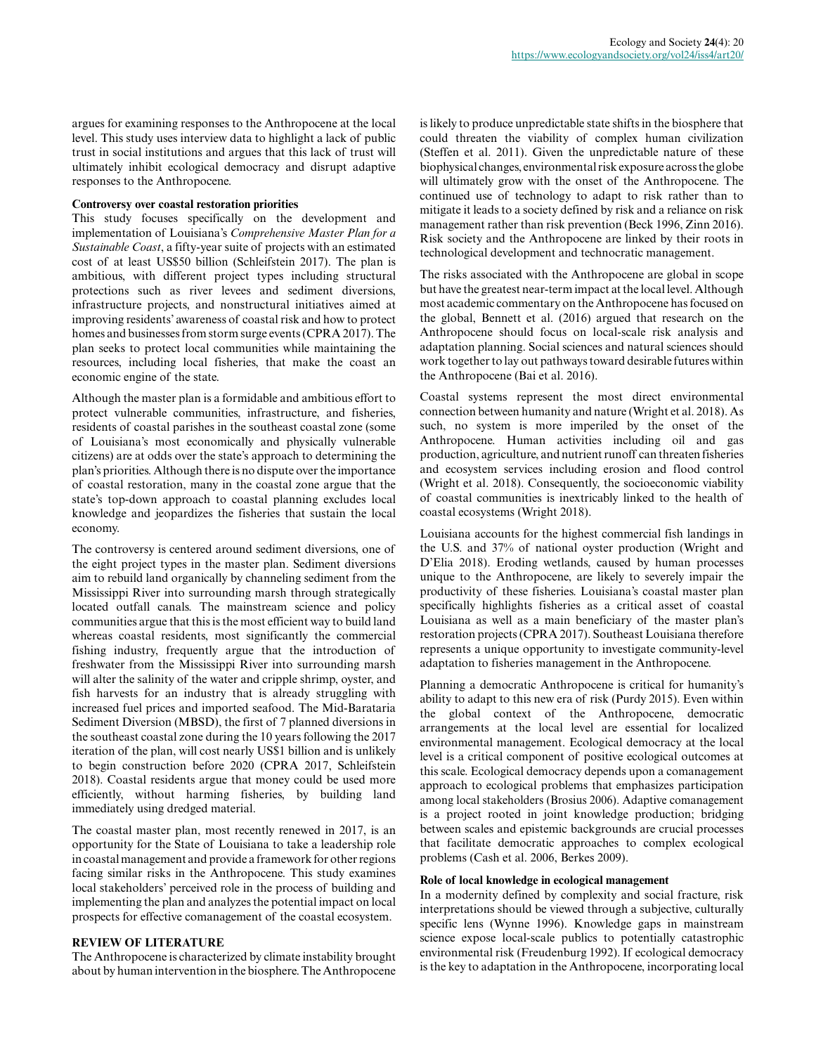argues for examining responses to the Anthropocene at the local level. This study uses interview data to highlight a lack of public trust in social institutions and argues that this lack of trust will ultimately inhibit ecological democracy and disrupt adaptive responses to the Anthropocene.

### Controversy over coastal restoration priorities

This study focuses specifically on the development and implementation of Louisiana's *Comprehensive Master Plan for a Sustainable Coast*, a fifty-year suite of projects with an estimated cost of at least US$50 billion (Schleifstein 2017). The plan is ambitious, with different project types including structural protections such as river levees and sediment diversions, infrastructure projects, and nonstructural initiatives aimed at improving residents' awareness of coastal risk and how to protect homes and businesses from storm surge events (CPRA 2017). The plan seeks to protect local communities while maintaining the resources, including local fisheries, that make the coast an economic engine of the state.

Although the master plan is a formidable and ambitious effort to protect vulnerable communities, infrastructure, and fisheries, residents of coastal parishes in the southeast coastal zone (some of Louisiana's most economically and physically vulnerable citizens) are at odds over the state's approach to determining the plan's priorities. Although there is no dispute over the importance of coastal restoration, many in the coastal zone argue that the state's top-down approach to coastal planning excludes local knowledge and jeopardizes the fisheries that sustain the local economy.

The controversy is centered around sediment diversions, one of the eight project types in the master plan. Sediment diversions aim to rebuild land organically by channeling sediment from the Mississippi River into surrounding marsh through strategically located outfall canals. The mainstream science and policy communities argue that this is the most efficient way to build land whereas coastal residents, most significantly the commercial fishing industry, frequently argue that the introduction of freshwater from the Mississippi River into surrounding marsh will alter the salinity of the water and cripple shrimp, oyster, and fish harvests for an industry that is already struggling with increased fuel prices and imported seafood. The Mid-Barataria Sediment Diversion (MBSD), the first of 7 planned diversions in the southeast coastal zone during the 10 years following the 2017 iteration of the plan, will cost nearly US$1 billion and is unlikely to begin construction before 2020 (CPRA 2017, Schleifstein 2018). Coastal residents argue that money could be used more efficiently, without harming fisheries, by building land immediately using dredged material.

The coastal master plan, most recently renewed in 2017, is an opportunity for the State of Louisiana to take a leadership role in coastal management and provide a framework for other regions facing similar risks in the Anthropocene. This study examines local stakeholders' perceived role in the process of building and implementing the plan and analyzes the potential impact on local prospects for effective comanagement of the coastal ecosystem.

## REVIEW OF LITERATURE

The Anthropocene is characterized by climate instability brought about by human intervention in the biosphere. The Anthropocene is likely to produce unpredictable state shifts in the biosphere that could threaten the viability of complex human civilization (Steffen et al. 2011). Given the unpredictable nature of these biophysical changes, environmental risk exposure across the globe will ultimately grow with the onset of the Anthropocene. The continued use of technology to adapt to risk rather than to mitigate it leads to a society defined by risk and a reliance on risk management rather than risk prevention (Beck 1996, Zinn 2016). Risk society and the Anthropocene are linked by their roots in technological development and technocratic management.

The risks associated with the Anthropocene are global in scope but have the greatest near-term impact at the local level. Although most academic commentary on the Anthropocene has focused on the global, Bennett et al. (2016) argued that research on the Anthropocene should focus on local-scale risk analysis and adaptation planning. Social sciences and natural sciences should work together to lay out pathways toward desirable futures within the Anthropocene (Bai et al. 2016).

Coastal systems represent the most direct environmental connection between humanity and nature (Wright et al. 2018). As such, no system is more imperiled by the onset of the Anthropocene. Human activities including oil and gas production, agriculture, and nutrient runoff can threaten fisheries and ecosystem services including erosion and flood control (Wright et al. 2018). Consequently, the socioeconomic viability of coastal communities is inextricably linked to the health of coastal ecosystems (Wright 2018).

Louisiana accounts for the highest commercial fish landings in the U.S. and 37% of national oyster production (Wright and D'Elia 2018). Eroding wetlands, caused by human processes unique to the Anthropocene, are likely to severely impair the productivity of these fisheries. Louisiana's coastal master plan specifically highlights fisheries as a critical asset of coastal Louisiana as well as a main beneficiary of the master plan's restoration projects (CPRA 2017). Southeast Louisiana therefore represents a unique opportunity to investigate community-level adaptation to fisheries management in the Anthropocene.

Planning a democratic Anthropocene is critical for humanity's ability to adapt to this new era of risk (Purdy 2015). Even within the global context of the Anthropocene, democratic arrangements at the local level are essential for localized environmental management. Ecological democracy at the local level is a critical component of positive ecological outcomes at this scale. Ecological democracy depends upon a comanagement approach to ecological problems that emphasizes participation among local stakeholders (Brosius 2006). Adaptive comanagement is a project rooted in joint knowledge production; bridging between scales and epistemic backgrounds are crucial processes that facilitate democratic approaches to complex ecological problems (Cash et al. 2006, Berkes 2009).

### Role of local knowledge in ecological management

In a modernity defined by complexity and social fracture, risk interpretations should be viewed through a subjective, culturally specific lens (Wynne 1996). Knowledge gaps in mainstream science expose local-scale publics to potentially catastrophic environmental risk (Freudenburg 1992). If ecological democracy is the key to adaptation in the Anthropocene, incorporating local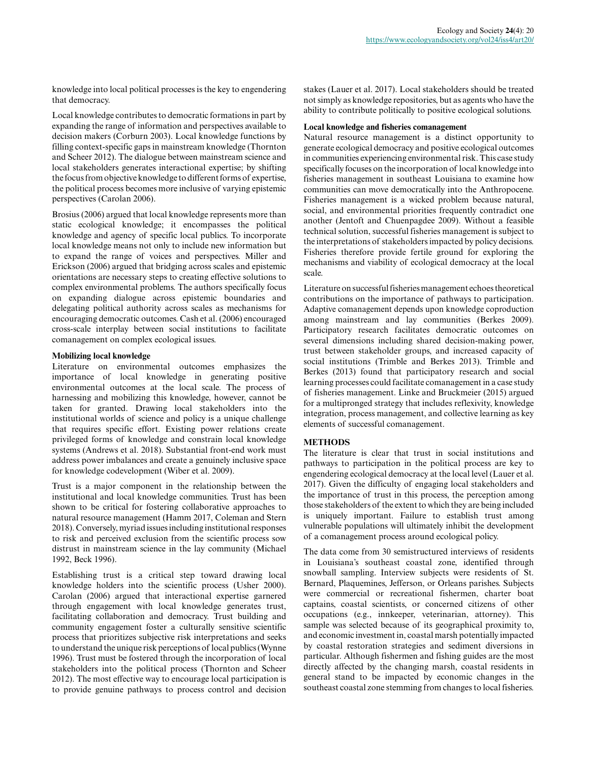knowledge into local political processes is the key to engendering that democracy.

Local knowledge contributes to democratic formations in part by expanding the range of information and perspectives available to decision makers (Corburn 2003). Local knowledge functions by filling context-specific gaps in mainstream knowledge (Thornton and Scheer 2012). The dialogue between mainstream science and local stakeholders generates interactional expertise; by shifting the focus from objective knowledge to different forms of expertise, the political process becomes more inclusive of varying epistemic perspectives (Carolan 2006).

Brosius (2006) argued that local knowledge represents more than static ecological knowledge; it encompasses the political knowledge and agency of specific local publics. To incorporate local knowledge means not only to include new information but to expand the range of voices and perspectives. Miller and Erickson (2006) argued that bridging across scales and epistemic orientations are necessary steps to creating effective solutions to complex environmental problems. The authors specifically focus on expanding dialogue across epistemic boundaries and delegating political authority across scales as mechanisms for encouraging democratic outcomes. Cash et al. (2006) encouraged cross-scale interplay between social institutions to facilitate comanagement on complex ecological issues.

### Mobilizing local knowledge

Literature on environmental outcomes emphasizes the importance of local knowledge in generating positive environmental outcomes at the local scale. The process of harnessing and mobilizing this knowledge, however, cannot be taken for granted. Drawing local stakeholders into the institutional worlds of science and policy is a unique challenge that requires specific effort. Existing power relations create privileged forms of knowledge and constrain local knowledge systems (Andrews et al. 2018). Substantial front-end work must address power imbalances and create a genuinely inclusive space for knowledge codevelopment (Wiber et al. 2009).

Trust is a major component in the relationship between the institutional and local knowledge communities. Trust has been shown to be critical for fostering collaborative approaches to natural resource management (Hamm 2017, Coleman and Stern 2018). Conversely, myriad issues including institutional responses to risk and perceived exclusion from the scientific process sow distrust in mainstream science in the lay community (Michael 1992, Beck 1996).

Establishing trust is a critical step toward drawing local knowledge holders into the scientific process (Usher 2000). Carolan (2006) argued that interactional expertise garnered through engagement with local knowledge generates trust, facilitating collaboration and democracy. Trust building and community engagement foster a culturally sensitive scientific process that prioritizes subjective risk interpretations and seeks to understand the unique risk perceptions of local publics (Wynne 1996). Trust must be fostered through the incorporation of local stakeholders into the political process (Thornton and Scheer 2012). The most effective way to encourage local participation is to provide genuine pathways to process control and decision stakes (Lauer et al. 2017). Local stakeholders should be treated not simply as knowledge repositories, but as agents who have the ability to contribute politically to positive ecological solutions.

### Local knowledge and fisheries comanagement

Natural resource management is a distinct opportunity to generate ecological democracy and positive ecological outcomes in communities experiencing environmental risk. This case study specifically focuses on the incorporation of local knowledge into fisheries management in southeast Louisiana to examine how communities can move democratically into the Anthropocene. Fisheries management is a wicked problem because natural, social, and environmental priorities frequently contradict one another (Jentoft and Chuenpagdee 2009). Without a feasible technical solution, successful fisheries management is subject to the interpretations of stakeholders impacted by policy decisions. Fisheries therefore provide fertile ground for exploring the mechanisms and viability of ecological democracy at the local scale.

Literature on successful fisheries management echoes theoretical contributions on the importance of pathways to participation. Adaptive comanagement depends upon knowledge coproduction among mainstream and lay communities (Berkes 2009). Participatory research facilitates democratic outcomes on several dimensions including shared decision-making power, trust between stakeholder groups, and increased capacity of social institutions (Trimble and Berkes 2013). Trimble and Berkes (2013) found that participatory research and social learning processes could facilitate comanagement in a case study of fisheries management. Linke and Bruckmeier (2015) argued for a multipronged strategy that includes reflexivity, knowledge integration, process management, and collective learning as key elements of successful comanagement.

## METHODS

The literature is clear that trust in social institutions and pathways to participation in the political process are key to engendering ecological democracy at the local level (Lauer et al. 2017). Given the difficulty of engaging local stakeholders and the importance of trust in this process, the perception among those stakeholders of the extent to which they are being included is uniquely important. Failure to establish trust among vulnerable populations will ultimately inhibit the development of a comanagement process around ecological policy.

The data come from 30 semistructured interviews of residents in Louisiana's southeast coastal zone, identified through snowball sampling. Interview subjects were residents of St. Bernard, Plaquemines, Jefferson, or Orleans parishes. Subjects were commercial or recreational fishermen, charter boat captains, coastal scientists, or concerned citizens of other occupations (e.g., innkeeper, veterinarian, attorney). This sample was selected because of its geographical proximity to, and economic investment in, coastal marsh potentially impacted by coastal restoration strategies and sediment diversions in particular. Although fishermen and fishing guides are the most directly affected by the changing marsh, coastal residents in general stand to be impacted by economic changes in the southeast coastal zone stemming from changes to local fisheries.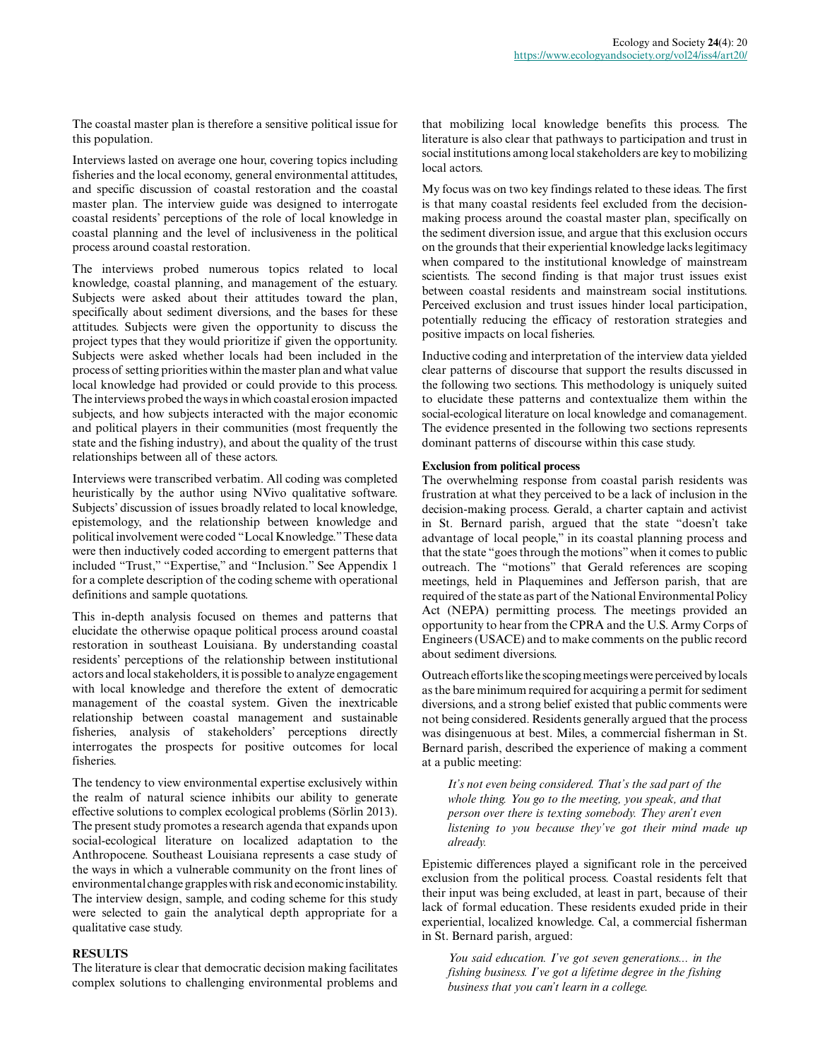The coastal master plan is therefore a sensitive political issue for this population.

Interviews lasted on average one hour, covering topics including fisheries and the local economy, general environmental attitudes, and specific discussion of coastal restoration and the coastal master plan. The interview guide was designed to interrogate coastal residents' perceptions of the role of local knowledge in coastal planning and the level of inclusiveness in the political process around coastal restoration.

The interviews probed numerous topics related to local knowledge, coastal planning, and management of the estuary. Subjects were asked about their attitudes toward the plan, specifically about sediment diversions, and the bases for these attitudes. Subjects were given the opportunity to discuss the project types that they would prioritize if given the opportunity. Subjects were asked whether locals had been included in the process of setting priorities within the master plan and what value local knowledge had provided or could provide to this process. The interviews probed the ways in which coastal erosion impacted subjects, and how subjects interacted with the major economic and political players in their communities (most frequently the state and the fishing industry), and about the quality of the trust relationships between all of these actors.

Interviews were transcribed verbatim. All coding was completed heuristically by the author using NVivo qualitative software. Subjects' discussion of issues broadly related to local knowledge, epistemology, and the relationship between knowledge and political involvement were coded "Local Knowledge." These data were then inductively coded according to emergent patterns that included "Trust," "Expertise," and "Inclusion." See Appendix 1 for a complete description of the coding scheme with operational definitions and sample quotations.

This in-depth analysis focused on themes and patterns that elucidate the otherwise opaque political process around coastal restoration in southeast Louisiana. By understanding coastal residents' perceptions of the relationship between institutional actors and local stakeholders, it is possible to analyze engagement with local knowledge and therefore the extent of democratic management of the coastal system. Given the inextricable relationship between coastal management and sustainable fisheries, analysis of stakeholders' perceptions directly interrogates the prospects for positive outcomes for local fisheries.

The tendency to view environmental expertise exclusively within the realm of natural science inhibits our ability to generate effective solutions to complex ecological problems (Sörlin 2013). The present study promotes a research agenda that expands upon social-ecological literature on localized adaptation to the Anthropocene. Southeast Louisiana represents a case study of the ways in which a vulnerable community on the front lines of environmental change grapples with risk and economic instability. The interview design, sample, and coding scheme for this study were selected to gain the analytical depth appropriate for a qualitative case study.

## RESULTS

The literature is clear that democratic decision making facilitates complex solutions to challenging environmental problems and that mobilizing local knowledge benefits this process. The literature is also clear that pathways to participation and trust in social institutions among local stakeholders are key to mobilizing local actors.

My focus was on two key findings related to these ideas. The first is that many coastal residents feel excluded from the decision-making process around the coastal master plan, specifically on the sediment diversion issue, and argue that this exclusion occurs on the grounds that their experiential knowledge lacks legitimacy when compared to the institutional knowledge of mainstream scientists. The second finding is that major trust issues exist between coastal residents and mainstream social institutions. Perceived exclusion and trust issues hinder local participation, potentially reducing the efficacy of restoration strategies and positive impacts on local fisheries.

Inductive coding and interpretation of the interview data yielded clear patterns of discourse that support the results discussed in the following two sections. This methodology is uniquely suited to elucidate these patterns and contextualize them within the social-ecological literature on local knowledge and comanagement. The evidence presented in the following two sections represents dominant patterns of discourse within this case study.

### Exclusion from political process

The overwhelming response from coastal parish residents was frustration at what they perceived to be a lack of inclusion in the decision-making process. Gerald, a charter captain and activist in St. Bernard parish, argued that the state "doesn't take advantage of local people," in its coastal planning process and that the state "goes through the motions" when it comes to public outreach. The "motions" that Gerald references are scoping meetings, held in Plaquemines and Jefferson parish, that are required of the state as part of the National Environmental Policy Act (NEPA) permitting process. The meetings provided an opportunity to hear from the CPRA and the U.S. Army Corps of Engineers (USACE) and to make comments on the public record about sediment diversions.

Outreach efforts like the scoping meetings were perceived by locals as the bare minimum required for acquiring a permit for sediment diversions, and a strong belief existed that public comments were not being considered. Residents generally argued that the process was disingenuous at best. Miles, a commercial fisherman in St. Bernard parish, described the experience of making a comment at a public meeting:

> *It's not even being considered. That's the sad part of the whole thing. You go to the meeting, you speak, and that person over there is texting somebody. They aren't even listening to you because they've got their mind made up already.*

Epistemic differences played a significant role in the perceived exclusion from the political process. Coastal residents felt that their input was being excluded, at least in part, because of their lack of formal education. These residents exuded pride in their experiential, localized knowledge. Cal, a commercial fisherman in St. Bernard parish, argued:

> *You said education. I've got seven generations... in the fishing business. I've got a lifetime degree in the fishing business that you can't learn in a college.*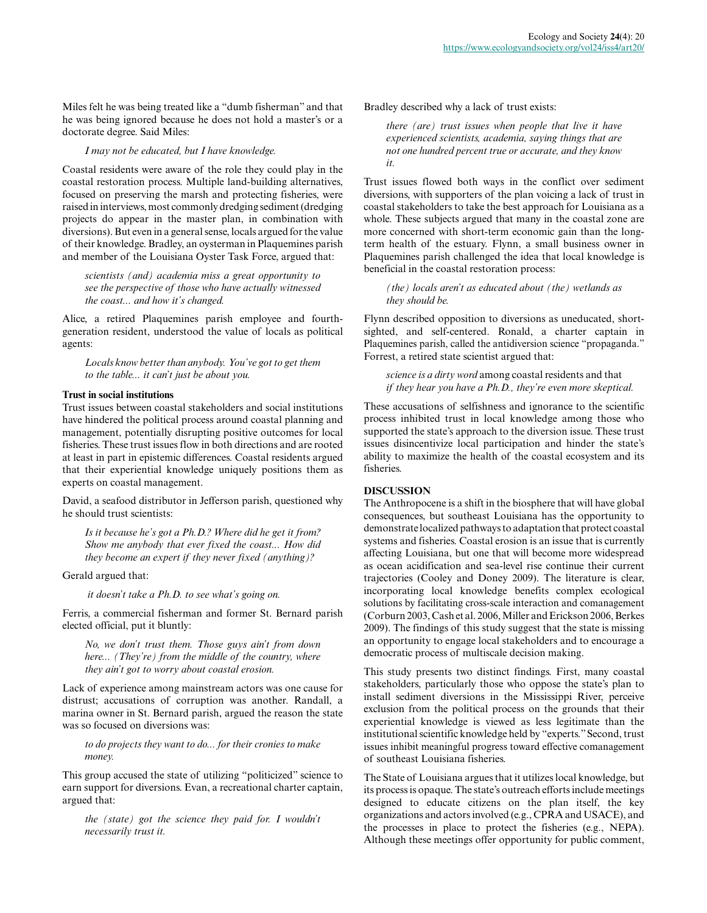Miles felt he was being treated like a "dumb fisherman" and that he was being ignored because he does not hold a master's or a doctorate degree. Said Miles:

> *I may not be educated, but I have knowledge.*

Coastal residents were aware of the role they could play in the coastal restoration process. Multiple land-building alternatives, focused on preserving the marsh and protecting fisheries, were raised in interviews, most commonly dredging sediment (dredging projects do appear in the master plan, in combination with diversions). But even in a general sense, locals argued for the value of their knowledge. Bradley, an oysterman in Plaquemines parish and member of the Louisiana Oyster Task Force, argued that:

> *scientists (and) academia miss a great opportunity to see the perspective of those who have actually witnessed the coast... and how it's changed.*

Alice, a retired Plaquemines parish employee and fourth-generation resident, understood the value of locals as political agents:

> *Locals know better than anybody. You've got to get them to the table... it can't just be about you.*

### Trust in social institutions

Trust issues between coastal stakeholders and social institutions have hindered the political process around coastal planning and management, potentially disrupting positive outcomes for local fisheries. These trust issues flow in both directions and are rooted at least in part in epistemic differences. Coastal residents argued that their experiential knowledge uniquely positions them as experts on coastal management.

David, a seafood distributor in Jefferson parish, questioned why he should trust scientists:

> *Is it because he's got a Ph.D.? Where did he get it from? Show me anybody that ever fixed the coast... How did they become an expert if they never fixed (anything)?*

Gerald argued that:

> *it doesn't take a Ph.D. to see what's going on.*

Ferris, a commercial fisherman and former St. Bernard parish elected official, put it bluntly:

> *No, we don't trust them. Those guys ain't from down here... (They're) from the middle of the country, where they ain't got to worry about coastal erosion.*

Lack of experience among mainstream actors was one cause for distrust; accusations of corruption was another. Randall, a marina owner in St. Bernard parish, argued the reason the state was so focused on diversions was:

> *to do projects they want to do... for their cronies to make money.*

This group accused the state of utilizing "politicized" science to earn support for diversions. Evan, a recreational charter captain, argued that:

> *the (state) got the science they paid for. I wouldn't necessarily trust it.*

Bradley described why a lack of trust exists:

> *there (are) trust issues when people that live it have experienced scientists, academia, saying things that are not one hundred percent true or accurate, and they know it.*

Trust issues flowed both ways in the conflict over sediment diversions, with supporters of the plan voicing a lack of trust in coastal stakeholders to take the best approach for Louisiana as a whole. These subjects argued that many in the coastal zone are more concerned with short-term economic gain than the long-term health of the estuary. Flynn, a small business owner in Plaquemines parish challenged the idea that local knowledge is beneficial in the coastal restoration process:

> *(the) locals aren't as educated about (the) wetlands as they should be.*

Flynn described opposition to diversions as uneducated, short-sighted, and self-centered. Ronald, a charter captain in Plaquemines parish, called the antidiversion science "propaganda." Forrest, a retired state scientist argued that:

> *science is a dirty word* among coastal residents and that *if they hear you have a Ph.D., they're even more skeptical.*

These accusations of selfishness and ignorance to the scientific process inhibited trust in local knowledge among those who supported the state's approach to the diversion issue. These trust issues disincentivize local participation and hinder the state's ability to maximize the health of the coastal ecosystem and its fisheries.

## DISCUSSION

The Anthropocene is a shift in the biosphere that will have global consequences, but southeast Louisiana has the opportunity to demonstrate localized pathways to adaptation that protect coastal systems and fisheries. Coastal erosion is an issue that is currently affecting Louisiana, but one that will become more widespread as ocean acidification and sea-level rise continue their current trajectories (Cooley and Doney 2009). The literature is clear, incorporating local knowledge benefits complex ecological solutions by facilitating cross-scale interaction and comanagement (Corburn 2003, Cash et al. 2006, Miller and Erickson 2006, Berkes 2009). The findings of this study suggest that the state is missing an opportunity to engage local stakeholders and to encourage a democratic process of multiscale decision making.

This study presents two distinct findings. First, many coastal stakeholders, particularly those who oppose the state's plan to install sediment diversions in the Mississippi River, perceive exclusion from the political process on the grounds that their experiential knowledge is viewed as less legitimate than the institutional scientific knowledge held by "experts." Second, trust issues inhibit meaningful progress toward effective comanagement of southeast Louisiana fisheries.

The State of Louisiana argues that it utilizes local knowledge, but its process is opaque. The state's outreach efforts include meetings designed to educate citizens on the plan itself, the key organizations and actors involved (e.g., CPRA and USACE), and the processes in place to protect the fisheries (e.g., NEPA). Although these meetings offer opportunity for public comment,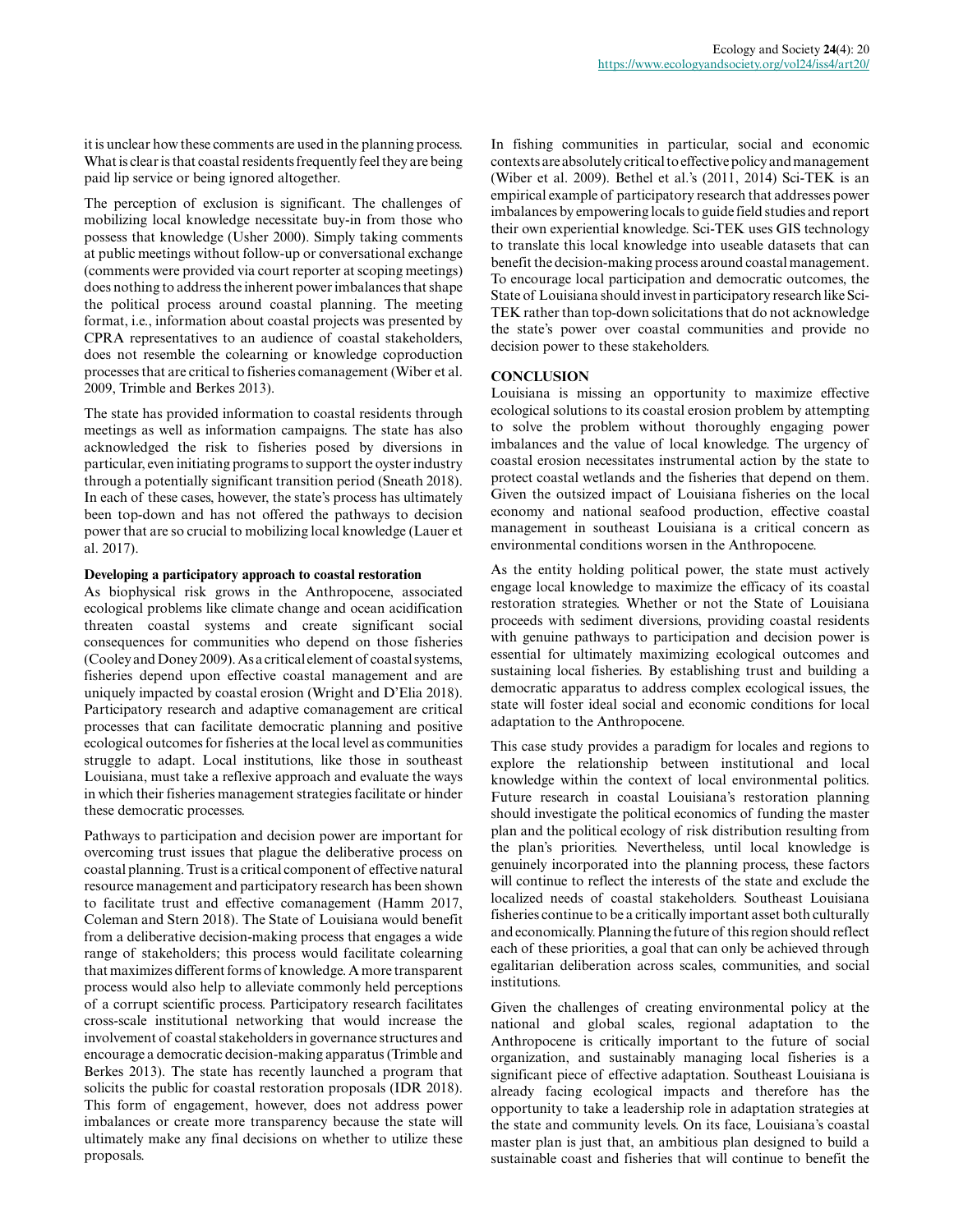it is unclear how these comments are used in the planning process. What is clear is that coastal residents frequently feel they are being paid lip service or being ignored altogether.

The perception of exclusion is significant. The challenges of mobilizing local knowledge necessitate buy-in from those who possess that knowledge (Usher 2000). Simply taking comments at public meetings without follow-up or conversational exchange (comments were provided via court reporter at scoping meetings) does nothing to address the inherent power imbalances that shape the political process around coastal planning. The meeting format, i.e., information about coastal projects was presented by CPRA representatives to an audience of coastal stakeholders, does not resemble the colearning or knowledge coproduction processes that are critical to fisheries comanagement (Wiber et al. 2009, Trimble and Berkes 2013).

The state has provided information to coastal residents through meetings as well as information campaigns. The state has also acknowledged the risk to fisheries posed by diversions in particular, even initiating programs to support the oyster industry through a potentially significant transition period (Sneath 2018). In each of these cases, however, the state's process has ultimately been top-down and has not offered the pathways to decision power that are so crucial to mobilizing local knowledge (Lauer et al. 2017).

### Developing a participatory approach to coastal restoration

As biophysical risk grows in the Anthropocene, associated ecological problems like climate change and ocean acidification threaten coastal systems and create significant social consequences for communities who depend on those fisheries (Cooley and Doney 2009). As a critical element of coastal systems, fisheries depend upon effective coastal management and are uniquely impacted by coastal erosion (Wright and D'Elia 2018). Participatory research and adaptive comanagement are critical processes that can facilitate democratic planning and positive ecological outcomes for fisheries at the local level as communities struggle to adapt. Local institutions, like those in southeast Louisiana, must take a reflexive approach and evaluate the ways in which their fisheries management strategies facilitate or hinder these democratic processes.

Pathways to participation and decision power are important for overcoming trust issues that plague the deliberative process on coastal planning. Trust is a critical component of effective natural resource management and participatory research has been shown to facilitate trust and effective comanagement (Hamm 2017, Coleman and Stern 2018). The State of Louisiana would benefit from a deliberative decision-making process that engages a wide range of stakeholders; this process would facilitate colearning that maximizes different forms of knowledge. A more transparent process would also help to alleviate commonly held perceptions of a corrupt scientific process. Participatory research facilitates cross-scale institutional networking that would increase the involvement of coastal stakeholders in governance structures and encourage a democratic decision-making apparatus (Trimble and Berkes 2013). The state has recently launched a program that solicits the public for coastal restoration proposals (IDR 2018). This form of engagement, however, does not address power imbalances or create more transparency because the state will ultimately make any final decisions on whether to utilize these proposals.

In fishing communities in particular, social and economic contexts are absolutely critical to effective policy and management (Wiber et al. 2009). Bethel et al.'s (2011, 2014) Sci-TEK is an empirical example of participatory research that addresses power imbalances by empowering locals to guide field studies and report their own experiential knowledge. Sci-TEK uses GIS technology to translate this local knowledge into useable datasets that can benefit the decision-making process around coastal management. To encourage local participation and democratic outcomes, the State of Louisiana should invest in participatory research like Sci-TEK rather than top-down solicitations that do not acknowledge the state's power over coastal communities and provide no decision power to these stakeholders.

## CONCLUSION

Louisiana is missing an opportunity to maximize effective ecological solutions to its coastal erosion problem by attempting to solve the problem without thoroughly engaging power imbalances and the value of local knowledge. The urgency of coastal erosion necessitates instrumental action by the state to protect coastal wetlands and the fisheries that depend on them. Given the outsized impact of Louisiana fisheries on the local economy and national seafood production, effective coastal management in southeast Louisiana is a critical concern as environmental conditions worsen in the Anthropocene.

As the entity holding political power, the state must actively engage local knowledge to maximize the efficacy of its coastal restoration strategies. Whether or not the State of Louisiana proceeds with sediment diversions, providing coastal residents with genuine pathways to participation and decision power is essential for ultimately maximizing ecological outcomes and sustaining local fisheries. By establishing trust and building a democratic apparatus to address complex ecological issues, the state will foster ideal social and economic conditions for local adaptation to the Anthropocene.

This case study provides a paradigm for locales and regions to explore the relationship between institutional and local knowledge within the context of local environmental politics. Future research in coastal Louisiana's restoration planning should investigate the political economics of funding the master plan and the political ecology of risk distribution resulting from the plan's priorities. Nevertheless, until local knowledge is genuinely incorporated into the planning process, these factors will continue to reflect the interests of the state and exclude the localized needs of coastal stakeholders. Southeast Louisiana fisheries continue to be a critically important asset both culturally and economically. Planning the future of this region should reflect each of these priorities, a goal that can only be achieved through egalitarian deliberation across scales, communities, and social institutions.

Given the challenges of creating environmental policy at the national and global scales, regional adaptation to the Anthropocene is critically important to the future of social organization, and sustainably managing local fisheries is a significant piece of effective adaptation. Southeast Louisiana is already facing ecological impacts and therefore has the opportunity to take a leadership role in adaptation strategies at the state and community levels. On its face, Louisiana's coastal master plan is just that, an ambitious plan designed to build a sustainable coast and fisheries that will continue to benefit the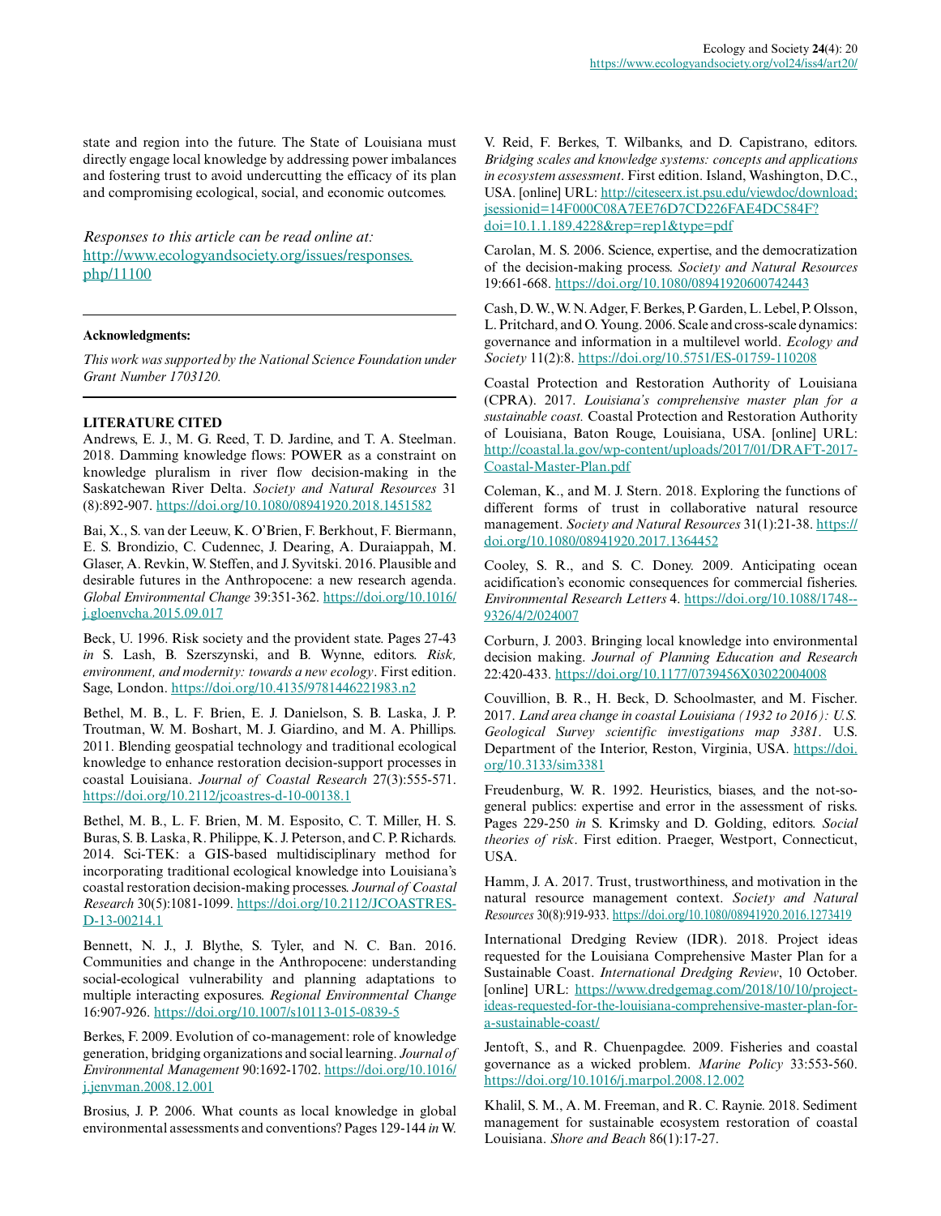state and region into the future. The State of Louisiana must directly engage local knowledge by addressing power imbalances and fostering trust to avoid undercutting the efficacy of its plan and compromising ecological, social, and economic outcomes.

*Responses to this article can be read online at:*
http://www.ecologyandsociety.org/issues/responses.php/11100

---

**Acknowledgments:**

*This work was supported by the National Science Foundation under Grant Number 1703120.*

---

**LITERATURE CITED**

Andrews, E. J., M. G. Reed, T. D. Jardine, and T. A. Steelman. 2018. Damming knowledge flows: POWER as a constraint on knowledge pluralism in river flow decision-making in the Saskatchewan River Delta. *Society and Natural Resources* 31 (8):892-907. https://doi.org/10.1080/08941920.2018.1451582

Bai, X., S. van der Leeuw, K. O'Brien, F. Berkhout, F. Biermann, E. S. Brondizio, C. Cudennec, J. Dearing, A. Duraiappah, M. Glaser, A. Revkin, W. Steffen, and J. Syvitski. 2016. Plausible and desirable futures in the Anthropocene: a new research agenda. *Global Environmental Change* 39:351-362. https://doi.org/10.1016/j.gloenvcha.2015.09.017

Beck, U. 1996. Risk society and the provident state. Pages 27-43 *in* S. Lash, B. Szerszynski, and B. Wynne, editors. *Risk, environment, and modernity: towards a new ecology*. First edition. Sage, London. https://doi.org/10.4135/9781446221983.n2

Bethel, M. B., L. F. Brien, E. J. Danielson, S. B. Laska, J. P. Troutman, W. M. Boshart, M. J. Giardino, and M. A. Phillips. 2011. Blending geospatial technology and traditional ecological knowledge to enhance restoration decision-support processes in coastal Louisiana. *Journal of Coastal Research* 27(3):555-571. https://doi.org/10.2112/jcoastres-d-10-00138.1

Bethel, M. B., L. F. Brien, M. M. Esposito, C. T. Miller, H. S. Buras, S. B. Laska, R. Philippe, K. J. Peterson, and C. P. Richards. 2014. Sci-TEK: a GIS-based multidisciplinary method for incorporating traditional ecological knowledge into Louisiana's coastal restoration decision-making processes. *Journal of Coastal Research* 30(5):1081-1099. https://doi.org/10.2112/JCOASTRES-D-13-00214.1

Bennett, N. J., J. Blythe, S. Tyler, and N. C. Ban. 2016. Communities and change in the Anthropocene: understanding social-ecological vulnerability and planning adaptations to multiple interacting exposures. *Regional Environmental Change* 16:907-926. https://doi.org/10.1007/s10113-015-0839-5

Berkes, F. 2009. Evolution of co-management: role of knowledge generation, bridging organizations and social learning. *Journal of Environmental Management* 90:1692-1702. https://doi.org/10.1016/j.jenvman.2008.12.001

Brosius, J. P. 2006. What counts as local knowledge in global environmental assessments and conventions? Pages 129-144 *in* W. V. Reid, F. Berkes, T. Wilbanks, and D. Capistrano, editors. *Bridging scales and knowledge systems: concepts and applications in ecosystem assessment*. First edition. Island, Washington, D.C., USA. [online] URL: http://citeseerx.ist.psu.edu/viewdoc/download;jsessionid=14F000C08A7EE76D7CD226FAE4DC584F?doi=10.1.1.189.4228&rep=rep1&type=pdf

Carolan, M. S. 2006. Science, expertise, and the democratization of the decision-making process. *Society and Natural Resources* 19:661-668. https://doi.org/10.1080/08941920600742443

Cash, D. W., W. N. Adger, F. Berkes, P. Garden, L. Lebel, P. Olsson, L. Pritchard, and O. Young. 2006. Scale and cross-scale dynamics: governance and information in a multilevel world. *Ecology and Society* 11(2):8. https://doi.org/10.5751/ES-01759-110208

Coastal Protection and Restoration Authority of Louisiana (CPRA). 2017. *Louisiana's comprehensive master plan for a sustainable coast.* Coastal Protection and Restoration Authority of Louisiana, Baton Rouge, Louisiana, USA. [online] URL: http://coastal.la.gov/wp-content/uploads/2017/01/DRAFT-2017-Coastal-Master-Plan.pdf

Coleman, K., and M. J. Stern. 2018. Exploring the functions of different forms of trust in collaborative natural resource management. *Society and Natural Resources* 31(1):21-38. https://doi.org/10.1080/08941920.2017.1364452

Cooley, S. R., and S. C. Doney. 2009. Anticipating ocean acidification's economic consequences for commercial fisheries. *Environmental Research Letters* 4. https://doi.org/10.1088/1748--9326/4/2/024007

Corburn, J. 2003. Bringing local knowledge into environmental decision making. *Journal of Planning Education and Research* 22:420-433. https://doi.org/10.1177/0739456X03022004008

Couvillion, B. R., H. Beck, D. Schoolmaster, and M. Fischer. 2017. *Land area change in coastal Louisiana (1932 to 2016): U.S. Geological Survey scientific investigations map 3381*. U.S. Department of the Interior, Reston, Virginia, USA. https://doi.org/10.3133/sim3381

Freudenburg, W. R. 1992. Heuristics, biases, and the not-so-general publics: expertise and error in the assessment of risks. Pages 229-250 *in* S. Krimsky and D. Golding, editors. *Social theories of risk*. First edition. Praeger, Westport, Connecticut, USA.

Hamm, J. A. 2017. Trust, trustworthiness, and motivation in the natural resource management context. *Society and Natural Resources* 30(8):919-933. https://doi.org/10.1080/08941920.2016.1273419

International Dredging Review (IDR). 2018. Project ideas requested for the Louisiana Comprehensive Master Plan for a Sustainable Coast. *International Dredging Review*, 10 October. [online] URL: https://www.dredgemag.com/2018/10/10/project-ideas-requested-for-the-louisiana-comprehensive-master-plan-for-a-sustainable-coast/

Jentoft, S., and R. Chuenpagdee. 2009. Fisheries and coastal governance as a wicked problem. *Marine Policy* 33:553-560. https://doi.org/10.1016/j.marpol.2008.12.002

Khalil, S. M., A. M. Freeman, and R. C. Raynie. 2018. Sediment management for sustainable ecosystem restoration of coastal Louisiana. *Shore and Beach* 86(1):17-27.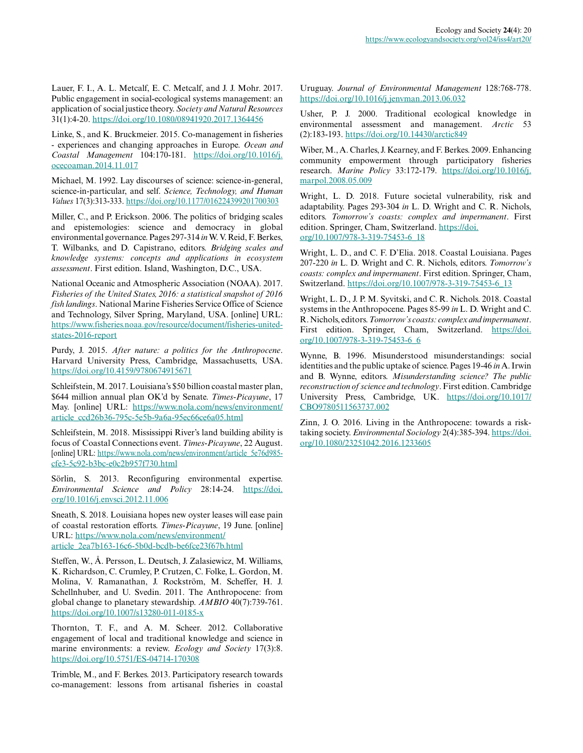Lauer, F. I., A. L. Metcalf, E. C. Metcalf, and J. J. Mohr. 2017. Public engagement in social-ecological systems management: an application of social justice theory. *Society and Natural Resources* 31(1):4-20. https://doi.org/10.1080/08941920.2017.1364456

Linke, S., and K. Bruckmeier. 2015. Co-management in fisheries - experiences and changing approaches in Europe. *Ocean and Coastal Management* 104:170-181. https://doi.org/10.1016/j.ocecoaman.2014.11.017

Michael, M. 1992. Lay discourses of science: science-in-general, science-in-particular, and self. *Science, Technology, and Human Values* 17(3):313-333. https://doi.org/10.1177/016224399201700303

Miller, C., and P. Erickson. 2006. The politics of bridging scales and epistemologies: science and democracy in global environmental governance. Pages 297-314 *in* W. V. Reid, F. Berkes, T. Wilbanks, and D. Capistrano, editors. *Bridging scales and knowledge systems: concepts and applications in ecosystem assessment*. First edition. Island, Washington, D.C., USA.

National Oceanic and Atmospheric Association (NOAA). 2017. *Fisheries of the United States, 2016: a statistical snapshot of 2016 fish landings*. National Marine Fisheries Service Office of Science and Technology, Silver Spring, Maryland, USA. [online] URL: https://www.fisheries.noaa.gov/resource/document/fisheries-united-states-2016-report

Purdy, J. 2015. *After nature: a politics for the Anthropocene*. Harvard University Press, Cambridge, Massachusetts, USA. https://doi.org/10.4159/9780674915671

Schleifstein, M. 2017. Louisiana's $50 billion coastal master plan, $644 million annual plan OK'd by Senate. *Times-Picayune*, 17 May. [online] URL: https://www.nola.com/news/environment/article_ccd26b36-795c-5e5b-9a6a-95ec66ce6a05.html

Schleifstein, M. 2018. Mississippi River's land building ability is focus of Coastal Connections event. *Times-Picayune*, 22 August. [online] URL: https://www.nola.com/news/environment/article_5e76d985-cfe3-5c92-b3bc-e0c2b957f730.html

Sörlin, S. 2013. Reconfiguring environmental expertise. *Environmental Science and Policy* 28:14-24. https://doi.org/10.1016/j.envsci.2012.11.006

Sneath, S. 2018. Louisiana hopes new oyster leases will ease pain of coastal restoration efforts. *Times-Picayune*, 19 June. [online] URL: https://www.nola.com/news/environment/article_2ea7b163-16c6-5b0d-bcdb-be6fce23f67b.html

Steffen, W., Å. Persson, L. Deutsch, J. Zalasiewicz, M. Williams, K. Richardson, C. Crumley, P. Crutzen, C. Folke, L. Gordon, M. Molina, V. Ramanathan, J. Rockström, M. Scheffer, H. J. Schellnhuber, and U. Svedin. 2011. The Anthropocene: from global change to planetary stewardship. *AMBIO* 40(7):739-761. https://doi.org/10.1007/s13280-011-0185-x

Thornton, T. F., and A. M. Scheer. 2012. Collaborative engagement of local and traditional knowledge and science in marine environments: a review. *Ecology and Society* 17(3):8. https://doi.org/10.5751/ES-04714-170308

Trimble, M., and F. Berkes. 2013. Participatory research towards co-management: lessons from artisanal fisheries in coastal Uruguay. *Journal of Environmental Management* 128:768-778. https://doi.org/10.1016/j.jenvman.2013.06.032

Usher, P. J. 2000. Traditional ecological knowledge in environmental assessment and management. *Arctic* 53 (2):183-193. https://doi.org/10.14430/arctic849

Wiber, M., A. Charles, J. Kearney, and F. Berkes. 2009. Enhancing community empowerment through participatory fisheries research. *Marine Policy* 33:172-179. https://doi.org/10.1016/j.marpol.2008.05.009

Wright, L. D. 2018. Future societal vulnerability, risk and adaptability. Pages 293-304 *in* L. D. Wright and C. R. Nichols, editors. *Tomorrow's coasts: complex and impermanent*. First edition. Springer, Cham, Switzerland. https://doi.org/10.1007/978-3-319-75453-6_18

Wright, L. D., and C. F. D'Elia. 2018. Coastal Louisiana. Pages 207-220 *in* L. D. Wright and C. R. Nichols, editors. *Tomorrow's coasts: complex and impermanent*. First edition. Springer, Cham, Switzerland. https://doi.org/10.1007/978-3-319-75453-6_13

Wright, L. D., J. P. M. Syvitski, and C. R. Nichols. 2018. Coastal systems in the Anthropocene. Pages 85-99 *in* L. D. Wright and C. R. Nichols, editors. *Tomorrow's coasts: complex and impermanent*. First edition. Springer, Cham, Switzerland. https://doi.org/10.1007/978-3-319-75453-6_6

Wynne, B. 1996. Misunderstood misunderstandings: social identities and the public uptake of science. Pages 19-46 *in* A. Irwin and B. Wynne, editors. *Misunderstanding science? The public reconstruction of science and technology*. First edition. Cambridge University Press, Cambridge, UK. https://doi.org/10.1017/CBO9780511563737.002

Zinn, J. O. 2016. Living in the Anthropocene: towards a risk-taking society. *Environmental Sociology* 2(4):385-394. https://doi.org/10.1080/23251042.2016.1233605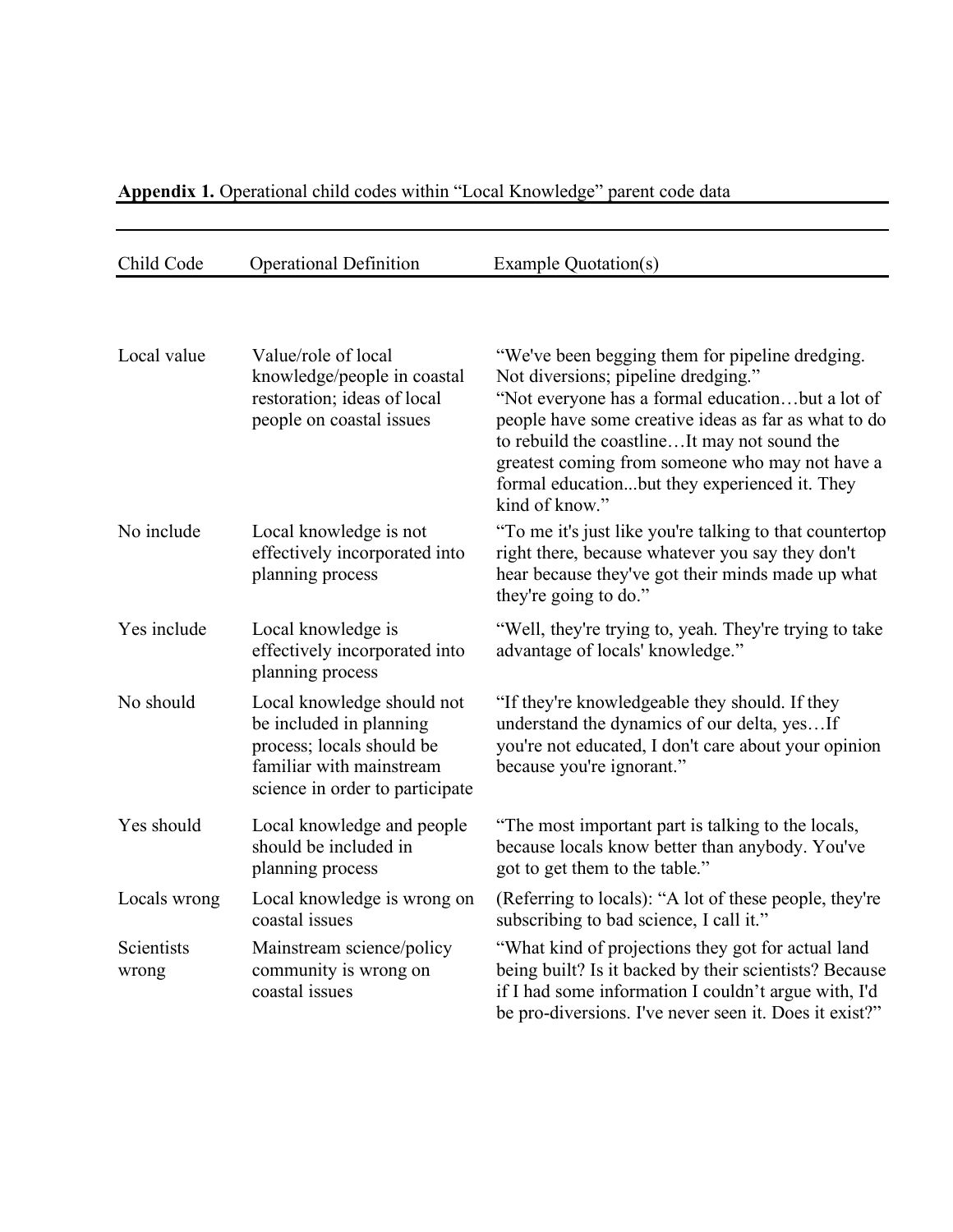**Appendix 1.** Operational child codes within "Local Knowledge" parent code data

| Child Code | Operational Definition | Example Quotation(s) |
|---|---|---|
| Local value | Value/role of local knowledge/people in coastal restoration; ideas of local people on coastal issues | "We've been begging them for pipeline dredging. Not diversions; pipeline dredging." "Not everyone has a formal education…but a lot of people have some creative ideas as far as what to do to rebuild the coastline…It may not sound the greatest coming from someone who may not have a formal education...but they experienced it. They kind of know." |
| No include | Local knowledge is not effectively incorporated into planning process | "To me it's just like you're talking to that countertop right there, because whatever you say they don't hear because they've got their minds made up what they're going to do." |
| Yes include | Local knowledge is effectively incorporated into planning process | "Well, they're trying to, yeah. They're trying to take advantage of locals' knowledge." |
| No should | Local knowledge should not be included in planning process; locals should be familiar with mainstream science in order to participate | "If they're knowledgeable they should. If they understand the dynamics of our delta, yes…If you're not educated, I don't care about your opinion because you're ignorant." |
| Yes should | Local knowledge and people should be included in planning process | "The most important part is talking to the locals, because locals know better than anybody. You've got to get them to the table." |
| Locals wrong | Local knowledge is wrong on coastal issues | (Referring to locals): "A lot of these people, they're subscribing to bad science, I call it." |
| Scientists wrong | Mainstream science/policy community is wrong on coastal issues | "What kind of projections they got for actual land being built? Is it backed by their scientists? Because if I had some information I couldn't argue with, I'd be pro-diversions. I've never seen it. Does it exist?" |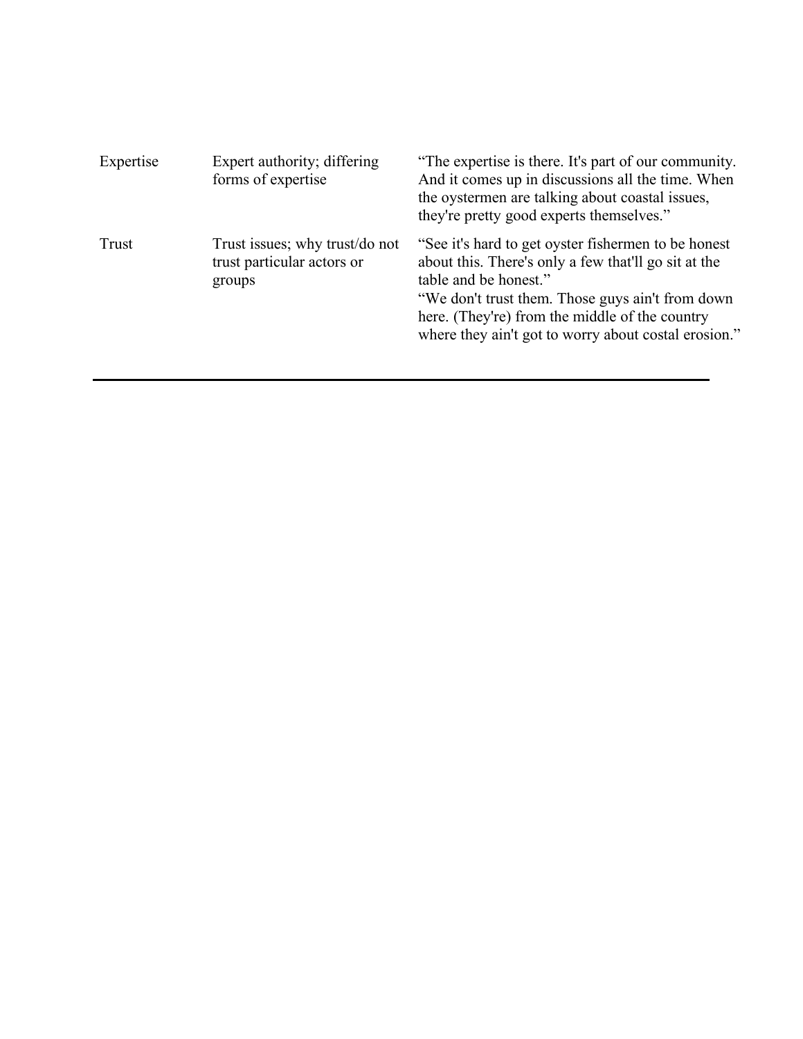| | | |
|---|---|---|
| Expertise | Expert authority; differing forms of expertise | "The expertise is there. It's part of our community. And it comes up in discussions all the time. When the oystermen are talking about coastal issues, they're pretty good experts themselves." |
| Trust | Trust issues; why trust/do not trust particular actors or groups | "See it's hard to get oyster fishermen to be honest about this. There's only a few that'll go sit at the table and be honest."<br>"We don't trust them. Those guys ain't from down here. (They're) from the middle of the country where they ain't got to worry about costal erosion." |